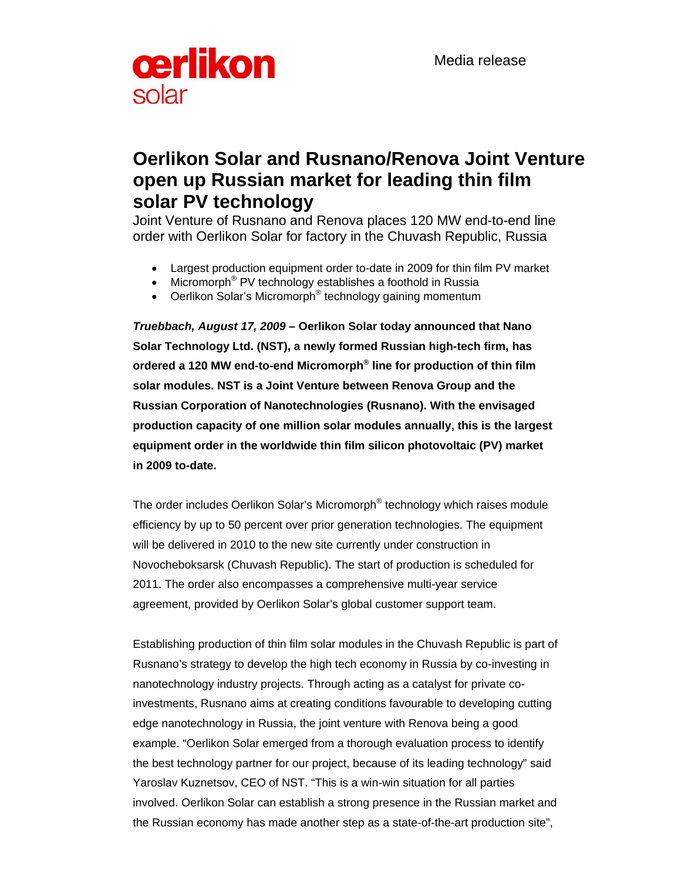oerlikon solar

Media release

# Oerlikon Solar and Rusnano/Renova Joint Venture open up Russian market for leading thin film solar PV technology

Joint Venture of Rusnano and Renova places 120 MW end-to-end line order with Oerlikon Solar for factory in the Chuvash Republic, Russia

- Largest production equipment order to-date in 2009 for thin film PV market
- Micromorph® PV technology establishes a foothold in Russia
- Oerlikon Solar's Micromorph® technology gaining momentum

***Truebbach, August 17, 2009*** **– Oerlikon Solar today announced that Nano Solar Technology Ltd. (NST), a newly formed Russian high-tech firm, has ordered a 120 MW end-to-end Micromorph® line for production of thin film solar modules. NST is a Joint Venture between Renova Group and the Russian Corporation of Nanotechnologies (Rusnano). With the envisaged production capacity of one million solar modules annually, this is the largest equipment order in the worldwide thin film silicon photovoltaic (PV) market in 2009 to-date.**

The order includes Oerlikon Solar's Micromorph® technology which raises module efficiency by up to 50 percent over prior generation technologies. The equipment will be delivered in 2010 to the new site currently under construction in Novocheboksarsk (Chuvash Republic). The start of production is scheduled for 2011. The order also encompasses a comprehensive multi-year service agreement, provided by Oerlikon Solar's global customer support team.

Establishing production of thin film solar modules in the Chuvash Republic is part of Rusnano's strategy to develop the high tech economy in Russia by co-investing in nanotechnology industry projects. Through acting as a catalyst for private co-investments, Rusnano aims at creating conditions favourable to developing cutting edge nanotechnology in Russia, the joint venture with Renova being a good example. "Oerlikon Solar emerged from a thorough evaluation process to identify the best technology partner for our project, because of its leading technology" said Yaroslav Kuznetsov, CEO of NST. "This is a win-win situation for all parties involved. Oerlikon Solar can establish a strong presence in the Russian market and the Russian economy has made another step as a state-of-the-art production site",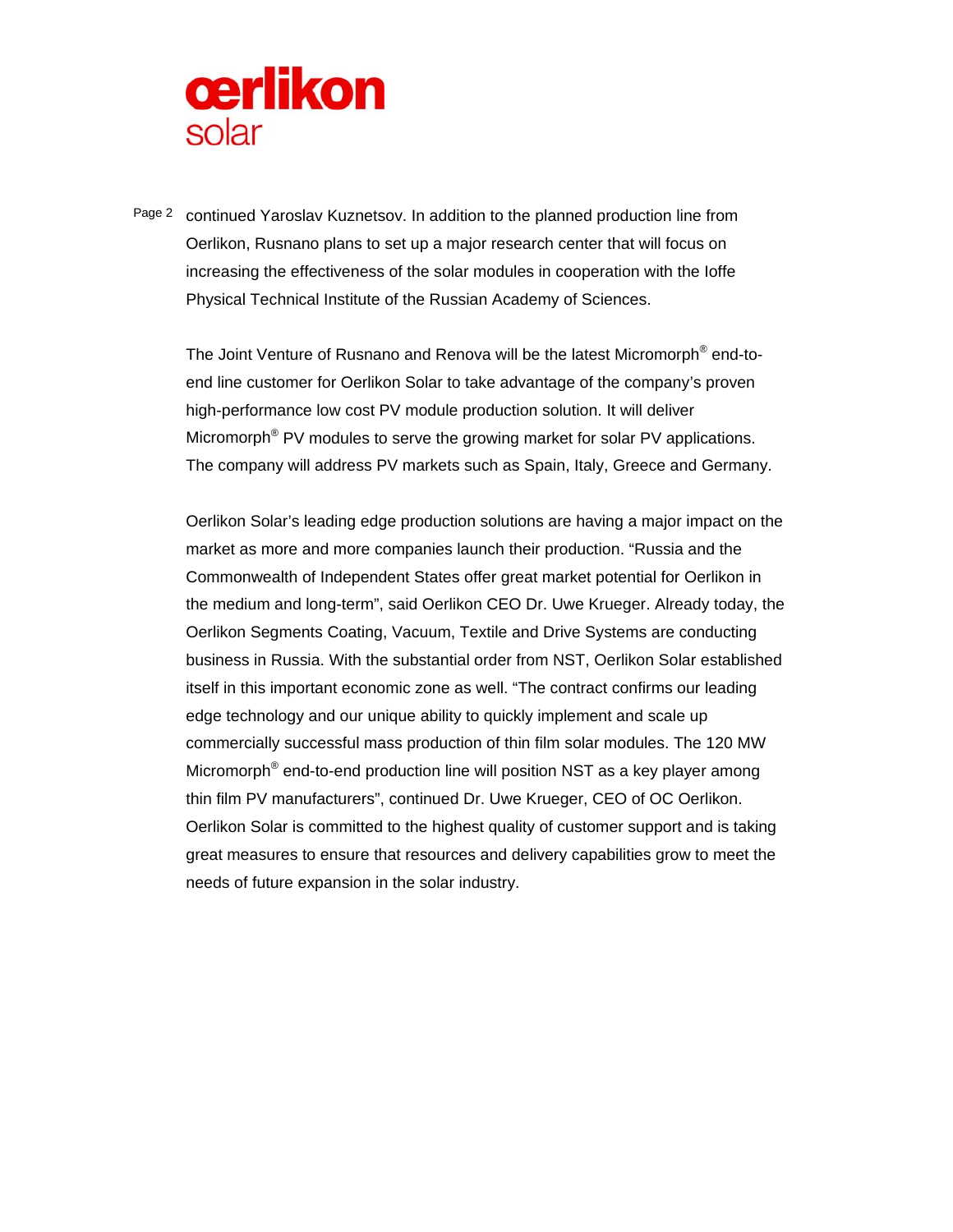continued Yaroslav Kuznetsov. In addition to the planned production line from Oerlikon, Rusnano plans to set up a major research center that will focus on increasing the effectiveness of the solar modules in cooperation with the Ioffe Physical Technical Institute of the Russian Academy of Sciences.

The Joint Venture of Rusnano and Renova will be the latest Micromorph® end-to-end line customer for Oerlikon Solar to take advantage of the company's proven high-performance low cost PV module production solution. It will deliver Micromorph® PV modules to serve the growing market for solar PV applications. The company will address PV markets such as Spain, Italy, Greece and Germany.

Oerlikon Solar's leading edge production solutions are having a major impact on the market as more and more companies launch their production. "Russia and the Commonwealth of Independent States offer great market potential for Oerlikon in the medium and long-term", said Oerlikon CEO Dr. Uwe Krueger. Already today, the Oerlikon Segments Coating, Vacuum, Textile and Drive Systems are conducting business in Russia. With the substantial order from NST, Oerlikon Solar established itself in this important economic zone as well. "The contract confirms our leading edge technology and our unique ability to quickly implement and scale up commercially successful mass production of thin film solar modules. The 120 MW Micromorph® end-to-end production line will position NST as a key player among thin film PV manufacturers", continued Dr. Uwe Krueger, CEO of OC Oerlikon. Oerlikon Solar is committed to the highest quality of customer support and is taking great measures to ensure that resources and delivery capabilities grow to meet the needs of future expansion in the solar industry.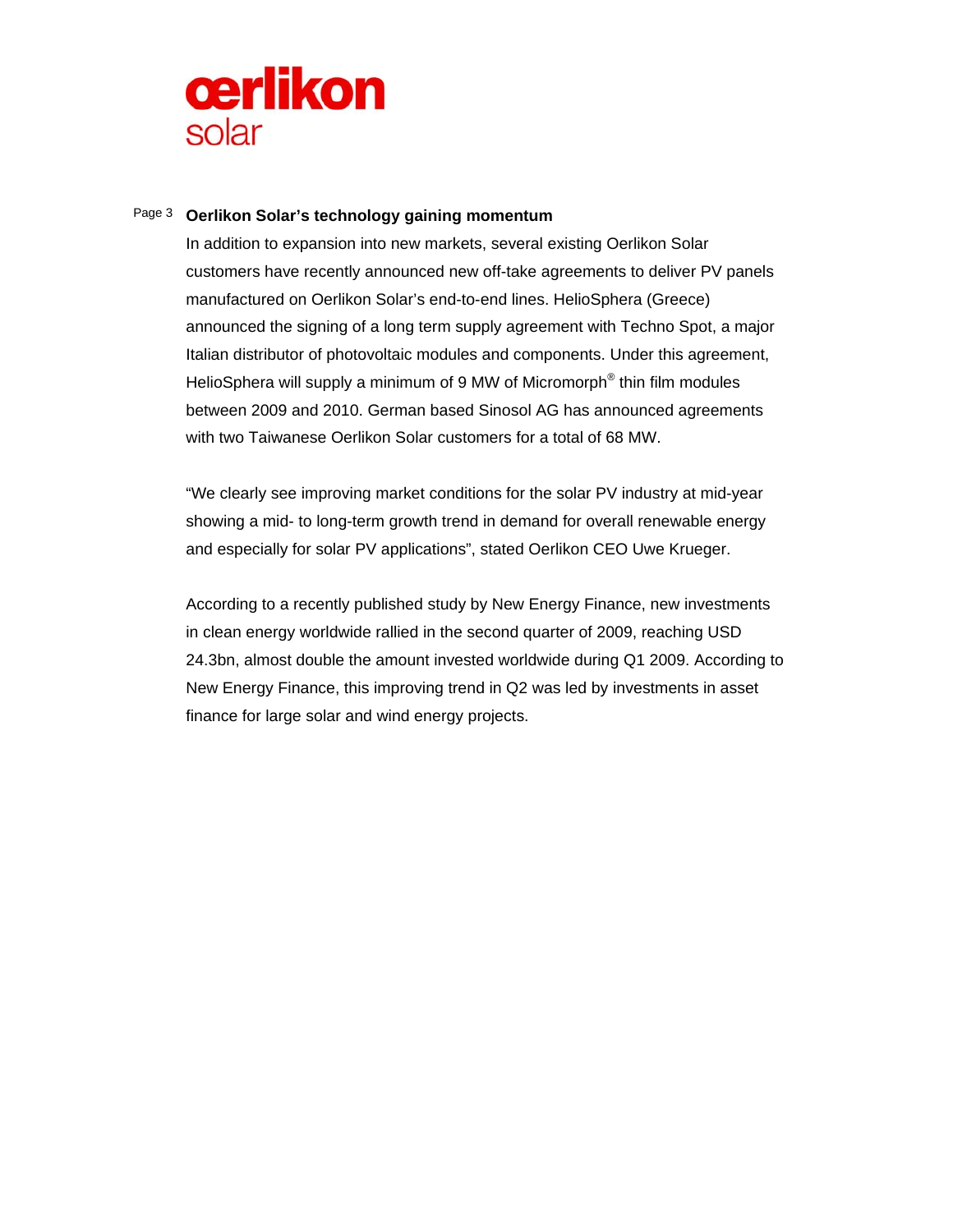**Oerlikon Solar's technology gaining momentum**

In addition to expansion into new markets, several existing Oerlikon Solar customers have recently announced new off-take agreements to deliver PV panels manufactured on Oerlikon Solar's end-to-end lines. HelioSphera (Greece) announced the signing of a long term supply agreement with Techno Spot, a major Italian distributor of photovoltaic modules and components. Under this agreement, HelioSphera will supply a minimum of 9 MW of Micromorph® thin film modules between 2009 and 2010. German based Sinosol AG has announced agreements with two Taiwanese Oerlikon Solar customers for a total of 68 MW.

"We clearly see improving market conditions for the solar PV industry at mid-year showing a mid- to long-term growth trend in demand for overall renewable energy and especially for solar PV applications", stated Oerlikon CEO Uwe Krueger.

According to a recently published study by New Energy Finance, new investments in clean energy worldwide rallied in the second quarter of 2009, reaching USD 24.3bn, almost double the amount invested worldwide during Q1 2009. According to New Energy Finance, this improving trend in Q2 was led by investments in asset finance for large solar and wind energy projects.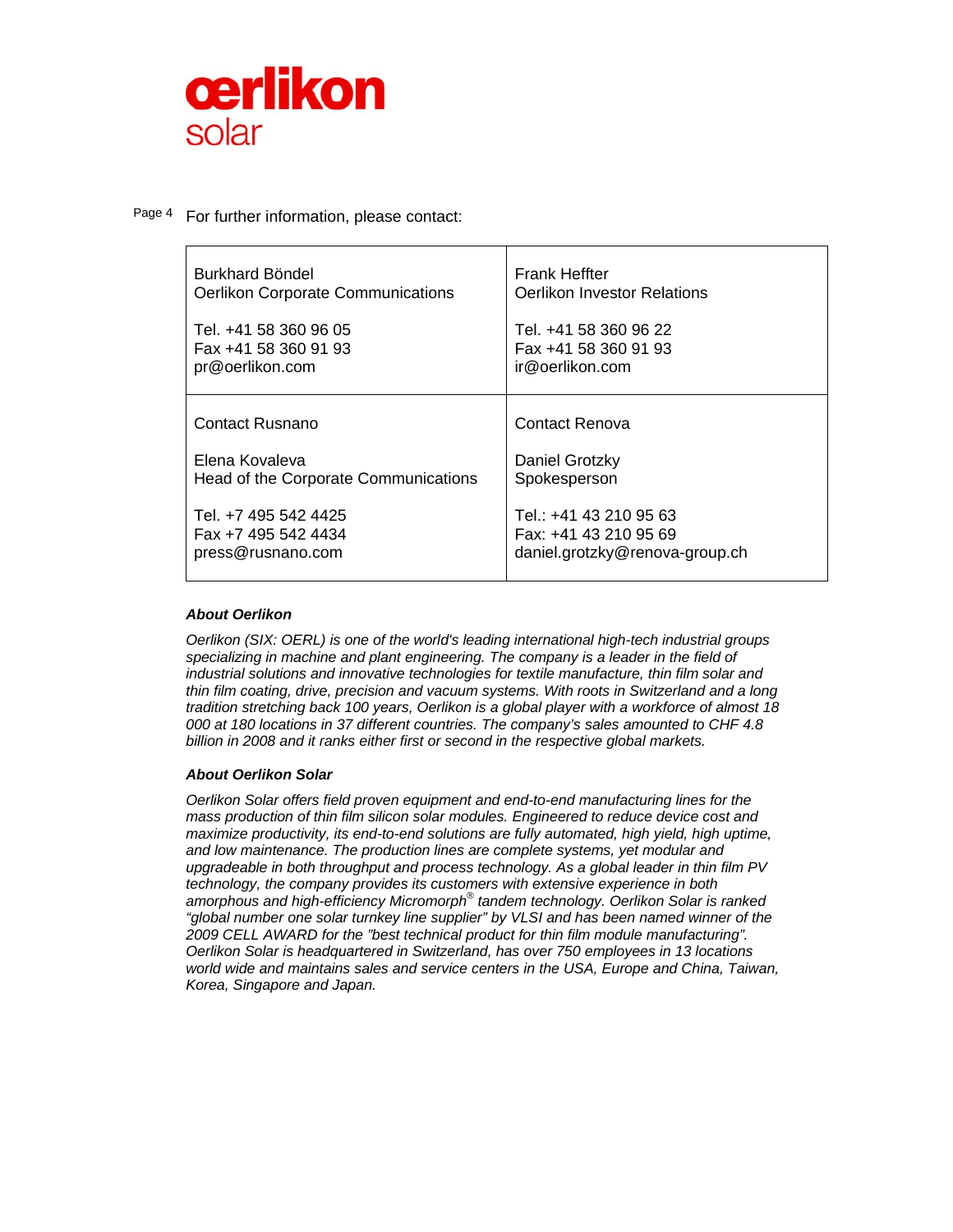For further information, please contact:

| Burkhard Böndel<br>Oerlikon Corporate Communications<br><br>Tel. +41 58 360 96 05<br>Fax +41 58 360 91 93<br>pr@oerlikon.com | Frank Heffter<br>Oerlikon Investor Relations<br><br>Tel. +41 58 360 96 22<br>Fax +41 58 360 91 93<br>ir@oerlikon.com |
|---|---|
| Contact Rusnano<br><br>Elena Kovaleva<br>Head of the Corporate Communications<br><br>Tel. +7 495 542 4425<br>Fax +7 495 542 4434<br>press@rusnano.com | Contact Renova<br><br>Daniel Grotzky<br>Spokesperson<br><br>Tel.: +41 43 210 95 63<br>Fax: +41 43 210 95 69<br>daniel.grotzky@renova-group.ch |

***About Oerlikon***

*Oerlikon (SIX: OERL) is one of the world's leading international high-tech industrial groups specializing in machine and plant engineering. The company is a leader in the field of industrial solutions and innovative technologies for textile manufacture, thin film solar and thin film coating, drive, precision and vacuum systems. With roots in Switzerland and a long tradition stretching back 100 years, Oerlikon is a global player with a workforce of almost 18 000 at 180 locations in 37 different countries. The company's sales amounted to CHF 4.8 billion in 2008 and it ranks either first or second in the respective global markets.*

***About Oerlikon Solar***

*Oerlikon Solar offers field proven equipment and end-to-end manufacturing lines for the mass production of thin film silicon solar modules. Engineered to reduce device cost and maximize productivity, its end-to-end solutions are fully automated, high yield, high uptime, and low maintenance. The production lines are complete systems, yet modular and upgradeable in both throughput and process technology. As a global leader in thin film PV technology, the company provides its customers with extensive experience in both amorphous and high-efficiency Micromorph® tandem technology. Oerlikon Solar is ranked "global number one solar turnkey line supplier" by VLSI and has been named winner of the 2009 CELL AWARD for the "best technical product for thin film module manufacturing". Oerlikon Solar is headquartered in Switzerland, has over 750 employees in 13 locations world wide and maintains sales and service centers in the USA, Europe and China, Taiwan, Korea, Singapore and Japan.*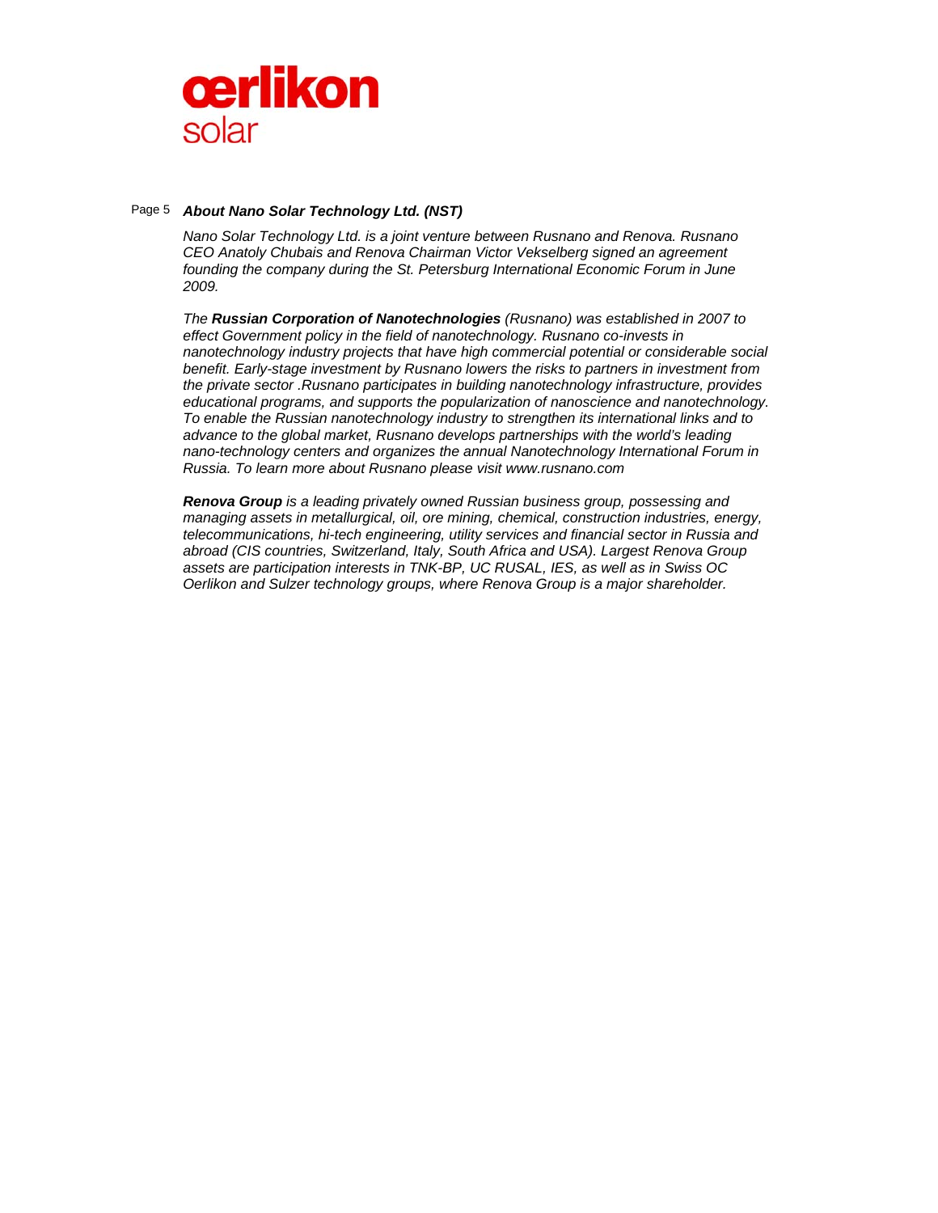### *About Nano Solar Technology Ltd. (NST)*

*Nano Solar Technology Ltd. is a joint venture between Rusnano and Renova. Rusnano CEO Anatoly Chubais and Renova Chairman Victor Vekselberg signed an agreement founding the company during the St. Petersburg International Economic Forum in June 2009.*

*The **Russian Corporation of Nanotechnologies** (Rusnano) was established in 2007 to effect Government policy in the field of nanotechnology. Rusnano co-invests in nanotechnology industry projects that have high commercial potential or considerable social benefit. Early-stage investment by Rusnano lowers the risks to partners in investment from the private sector .Rusnano participates in building nanotechnology infrastructure, provides educational programs, and supports the popularization of nanoscience and nanotechnology. To enable the Russian nanotechnology industry to strengthen its international links and to advance to the global market, Rusnano develops partnerships with the world's leading nano-technology centers and organizes the annual Nanotechnology International Forum in Russia. To learn more about Rusnano please visit www.rusnano.com*

***Renova Group** is a leading privately owned Russian business group, possessing and managing assets in metallurgical, oil, ore mining, chemical, construction industries, energy, telecommunications, hi-tech engineering, utility services and financial sector in Russia and abroad (CIS countries, Switzerland, Italy, South Africa and USA). Largest Renova Group assets are participation interests in TNK-BP, UC RUSAL, IES, as well as in Swiss OC Oerlikon and Sulzer technology groups, where Renova Group is a major shareholder.*